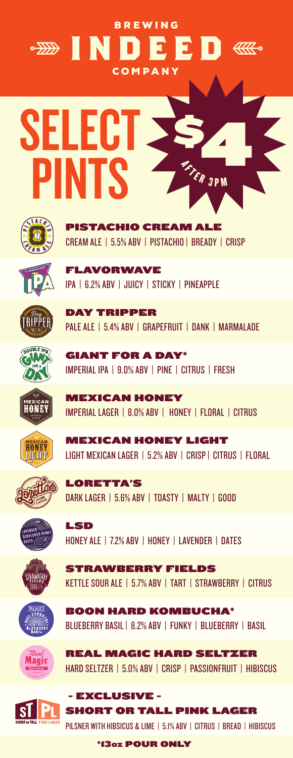# BREWING INDEED COMPANY

# SELECT PINTS

## $4 AFTER 3PM

### PISTACHIO CREAM ALE
CREAM ALE | 5.5% ABV | PISTACHIO | BREADY | CRISP

### FLAVORWAVE
IPA | 6.2% ABV | JUICY | STICKY | PINEAPPLE

### DAY TRIPPER
PALE ALE | 5.4% ABV | GRAPEFRUIT | DANK | MARMALADE

### GIANT FOR A DAY*
IMPERIAL IPA | 9.0% ABV | PINE | CITRUS | FRESH

### MEXICAN HONEY
IMPERIAL LAGER | 8.0% ABV | HONEY | FLORAL | CITRUS

### MEXICAN HONEY LIGHT
LIGHT MEXICAN LAGER | 5.2% ABV | CRISP | CITRUS | FLORAL

### LORETTA'S
DARK LAGER | 5.6% ABV | TOASTY | MALTY | GOOD

### LSD
HONEY ALE | 7.2% ABV | HONEY | LAVENDER | DATES

### STRAWBERRY FIELDS
KETTLE SOUR ALE | 5.7% ABV | TART | STRAWBERRY | CITRUS

### BOON HARD KOMBUCHA*
BLUEBERRY BASIL | 8.2% ABV | FUNKY | BLUEBERRY | BASIL

### REAL MAGIC HARD SELTZER
HARD SELTZER | 5.0% ABV | CRISP | PASSIONFRUIT | HIBISCUS

### - EXCLUSIVE -
### SHORT OR TALL PINK LAGER
PILSNER WITH HIBISCUS & LIME | 5.1% ABV | CITRUS | BREAD | HIBISCUS

**\*13oz POUR ONLY**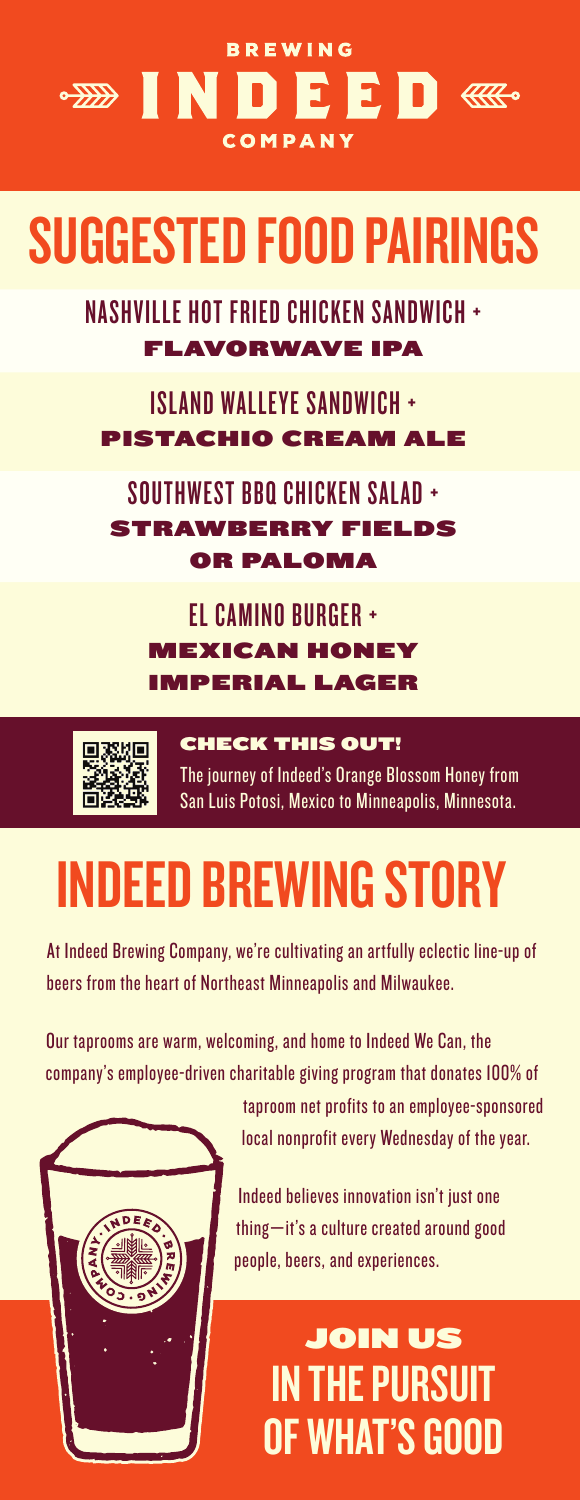BREWING
INDEED
COMPANY

# SUGGESTED FOOD PAIRINGS

NASHVILLE HOT FRIED CHICKEN SANDWICH +
**FLAVORWAVE IPA**

ISLAND WALLEYE SANDWICH +
**PISTACHIO CREAM ALE**

SOUTHWEST BBQ CHICKEN SALAD +
**STRAWBERRY FIELDS OR PALOMA**

EL CAMINO BURGER +
**MEXICAN HONEY IMPERIAL LAGER**

**CHECK THIS OUT!**

The journey of Indeed's Orange Blossom Honey from San Luis Potosi, Mexico to Minneapolis, Minnesota.

# INDEED BREWING STORY

At Indeed Brewing Company, we're cultivating an artfully eclectic line-up of beers from the heart of Northeast Minneapolis and Milwaukee.

Our taprooms are warm, welcoming, and home to Indeed We Can, the company's employee-driven charitable giving program that donates 100% of taproom net profits to an employee-sponsored local nonprofit every Wednesday of the year.

Indeed believes innovation isn't just one thing—it's a culture created around good people, beers, and experiences.

**JOIN US**
**IN THE PURSUIT OF WHAT'S GOOD**